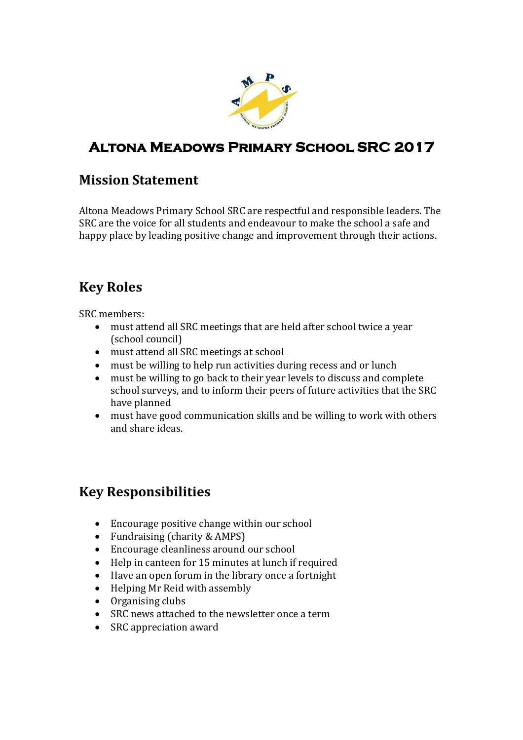# Altona Meadows Primary School SRC 2017

## Mission Statement

Altona Meadows Primary School SRC are respectful and responsible leaders. The SRC are the voice for all students and endeavour to make the school a safe and happy place by leading positive change and improvement through their actions.

## Key Roles

SRC members:

- must attend all SRC meetings that are held after school twice a year (school council)
- must attend all SRC meetings at school
- must be willing to help run activities during recess and or lunch
- must be willing to go back to their year levels to discuss and complete school surveys, and to inform their peers of future activities that the SRC have planned
- must have good communication skills and be willing to work with others and share ideas.

## Key Responsibilities

- Encourage positive change within our school
- Fundraising (charity & AMPS)
- Encourage cleanliness around our school
- Help in canteen for 15 minutes at lunch if required
- Have an open forum in the library once a fortnight
- Helping Mr Reid with assembly
- Organising clubs
- SRC news attached to the newsletter once a term
- SRC appreciation award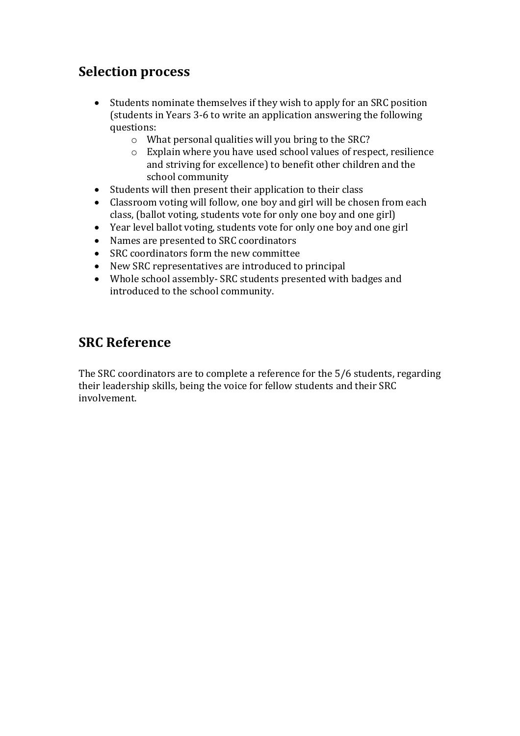## Selection process

- Students nominate themselves if they wish to apply for an SRC position (students in Years 3-6 to write an application answering the following questions:
    - What personal qualities will you bring to the SRC?
    - Explain where you have used school values of respect, resilience and striving for excellence) to benefit other children and the school community
- Students will then present their application to their class
- Classroom voting will follow, one boy and girl will be chosen from each class, (ballot voting, students vote for only one boy and one girl)
- Year level ballot voting, students vote for only one boy and one girl
- Names are presented to SRC coordinators
- SRC coordinators form the new committee
- New SRC representatives are introduced to principal
- Whole school assembly- SRC students presented with badges and introduced to the school community.

## SRC Reference

The SRC coordinators are to complete a reference for the 5/6 students, regarding their leadership skills, being the voice for fellow students and their SRC involvement.